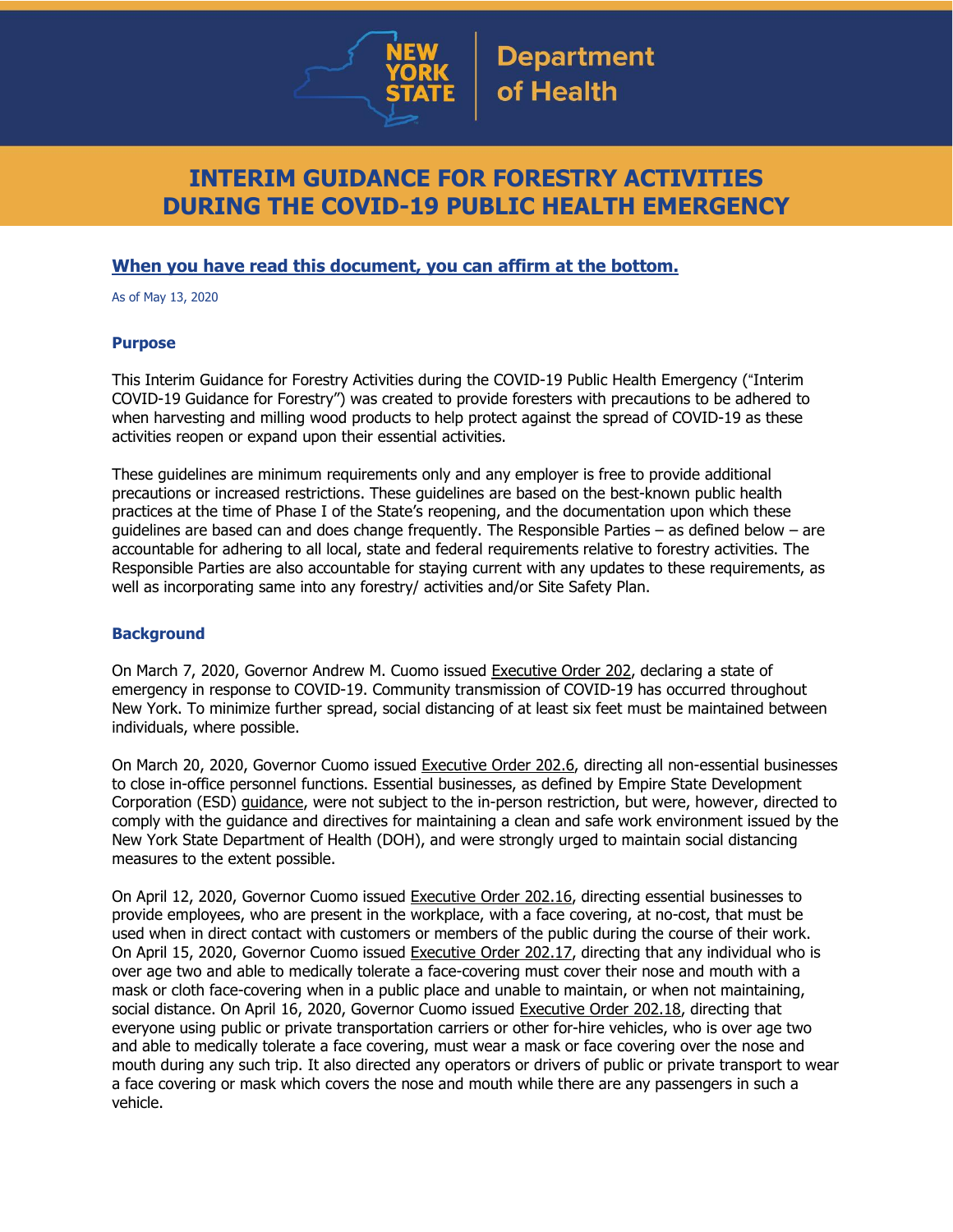NEW YORK STATE | Department of Health

# INTERIM GUIDANCE FOR FORESTRY ACTIVITIES DURING THE COVID-19 PUBLIC HEALTH EMERGENCY

**When you have read this document, you can affirm at the bottom.**

As of May 13, 2020

### Purpose

This Interim Guidance for Forestry Activities during the COVID-19 Public Health Emergency ("Interim COVID-19 Guidance for Forestry") was created to provide foresters with precautions to be adhered to when harvesting and milling wood products to help protect against the spread of COVID-19 as these activities reopen or expand upon their essential activities.

These guidelines are minimum requirements only and any employer is free to provide additional precautions or increased restrictions. These guidelines are based on the best-known public health practices at the time of Phase I of the State's reopening, and the documentation upon which these guidelines are based can and does change frequently. The Responsible Parties – as defined below – are accountable for adhering to all local, state and federal requirements relative to forestry activities. The Responsible Parties are also accountable for staying current with any updates to these requirements, as well as incorporating same into any forestry/ activities and/or Site Safety Plan.

### Background

On March 7, 2020, Governor Andrew M. Cuomo issued Executive Order 202, declaring a state of emergency in response to COVID-19. Community transmission of COVID-19 has occurred throughout New York. To minimize further spread, social distancing of at least six feet must be maintained between individuals, where possible.

On March 20, 2020, Governor Cuomo issued Executive Order 202.6, directing all non-essential businesses to close in-office personnel functions. Essential businesses, as defined by Empire State Development Corporation (ESD) guidance, were not subject to the in-person restriction, but were, however, directed to comply with the guidance and directives for maintaining a clean and safe work environment issued by the New York State Department of Health (DOH), and were strongly urged to maintain social distancing measures to the extent possible.

On April 12, 2020, Governor Cuomo issued Executive Order 202.16, directing essential businesses to provide employees, who are present in the workplace, with a face covering, at no-cost, that must be used when in direct contact with customers or members of the public during the course of their work. On April 15, 2020, Governor Cuomo issued Executive Order 202.17, directing that any individual who is over age two and able to medically tolerate a face-covering must cover their nose and mouth with a mask or cloth face-covering when in a public place and unable to maintain, or when not maintaining, social distance. On April 16, 2020, Governor Cuomo issued Executive Order 202.18, directing that everyone using public or private transportation carriers or other for-hire vehicles, who is over age two and able to medically tolerate a face covering, must wear a mask or face covering over the nose and mouth during any such trip. It also directed any operators or drivers of public or private transport to wear a face covering or mask which covers the nose and mouth while there are any passengers in such a vehicle.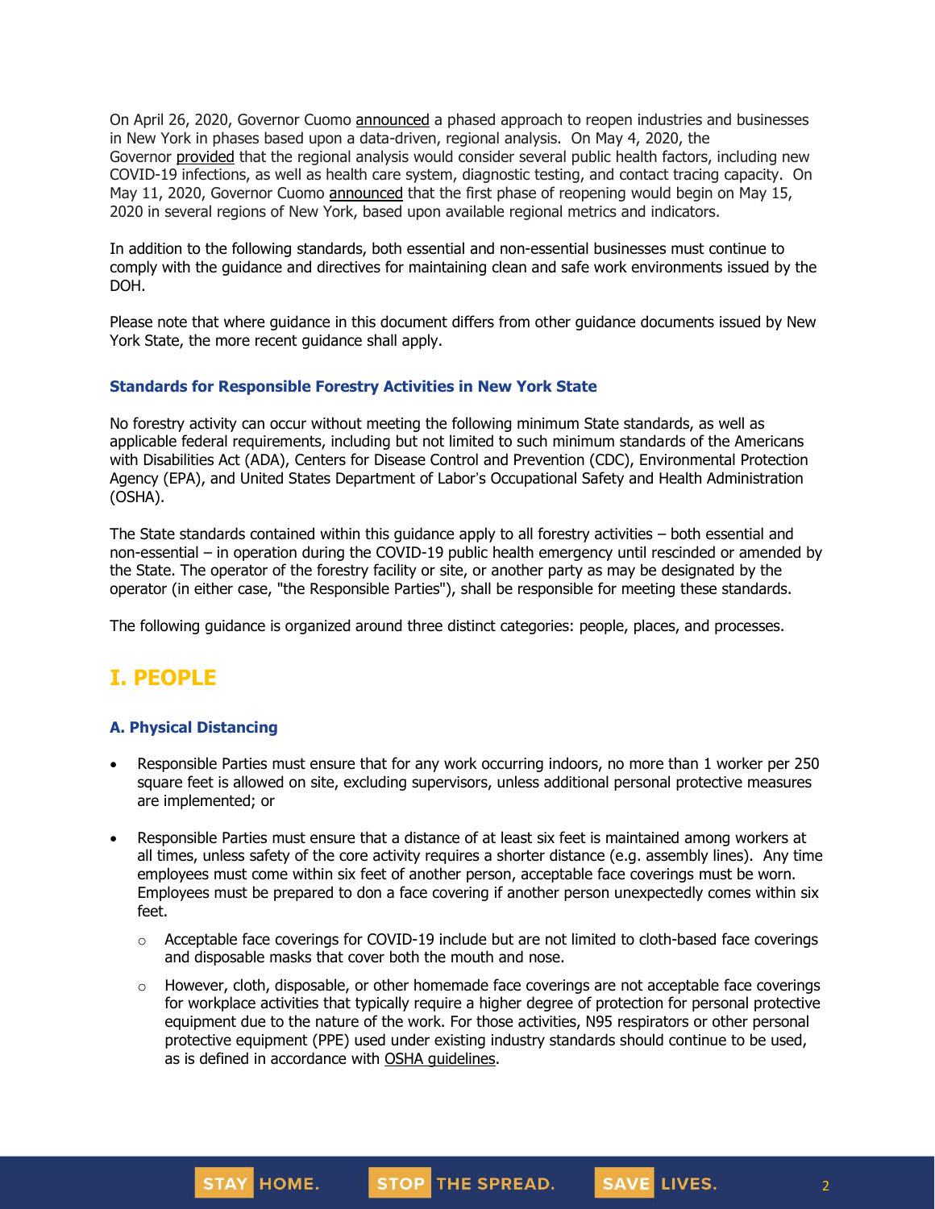On April 26, 2020, Governor Cuomo announced a phased approach to reopen industries and businesses in New York in phases based upon a data-driven, regional analysis. On May 4, 2020, the Governor provided that the regional analysis would consider several public health factors, including new COVID-19 infections, as well as health care system, diagnostic testing, and contact tracing capacity. On May 11, 2020, Governor Cuomo announced that the first phase of reopening would begin on May 15, 2020 in several regions of New York, based upon available regional metrics and indicators.

In addition to the following standards, both essential and non-essential businesses must continue to comply with the guidance and directives for maintaining clean and safe work environments issued by the DOH.

Please note that where guidance in this document differs from other guidance documents issued by New York State, the more recent guidance shall apply.

### Standards for Responsible Forestry Activities in New York State

No forestry activity can occur without meeting the following minimum State standards, as well as applicable federal requirements, including but not limited to such minimum standards of the Americans with Disabilities Act (ADA), Centers for Disease Control and Prevention (CDC), Environmental Protection Agency (EPA), and United States Department of Labor's Occupational Safety and Health Administration (OSHA).

The State standards contained within this guidance apply to all forestry activities – both essential and non-essential – in operation during the COVID-19 public health emergency until rescinded or amended by the State. The operator of the forestry facility or site, or another party as may be designated by the operator (in either case, "the Responsible Parties"), shall be responsible for meeting these standards.

The following guidance is organized around three distinct categories: people, places, and processes.

## I. PEOPLE

### A. Physical Distancing

- Responsible Parties must ensure that for any work occurring indoors, no more than 1 worker per 250 square feet is allowed on site, excluding supervisors, unless additional personal protective measures are implemented; or
- Responsible Parties must ensure that a distance of at least six feet is maintained among workers at all times, unless safety of the core activity requires a shorter distance (e.g. assembly lines). Any time employees must come within six feet of another person, acceptable face coverings must be worn. Employees must be prepared to don a face covering if another person unexpectedly comes within six feet.
    - Acceptable face coverings for COVID-19 include but are not limited to cloth-based face coverings and disposable masks that cover both the mouth and nose.
    - However, cloth, disposable, or other homemade face coverings are not acceptable face coverings for workplace activities that typically require a higher degree of protection for personal protective equipment due to the nature of the work. For those activities, N95 respirators or other personal protective equipment (PPE) used under existing industry standards should continue to be used, as is defined in accordance with OSHA guidelines.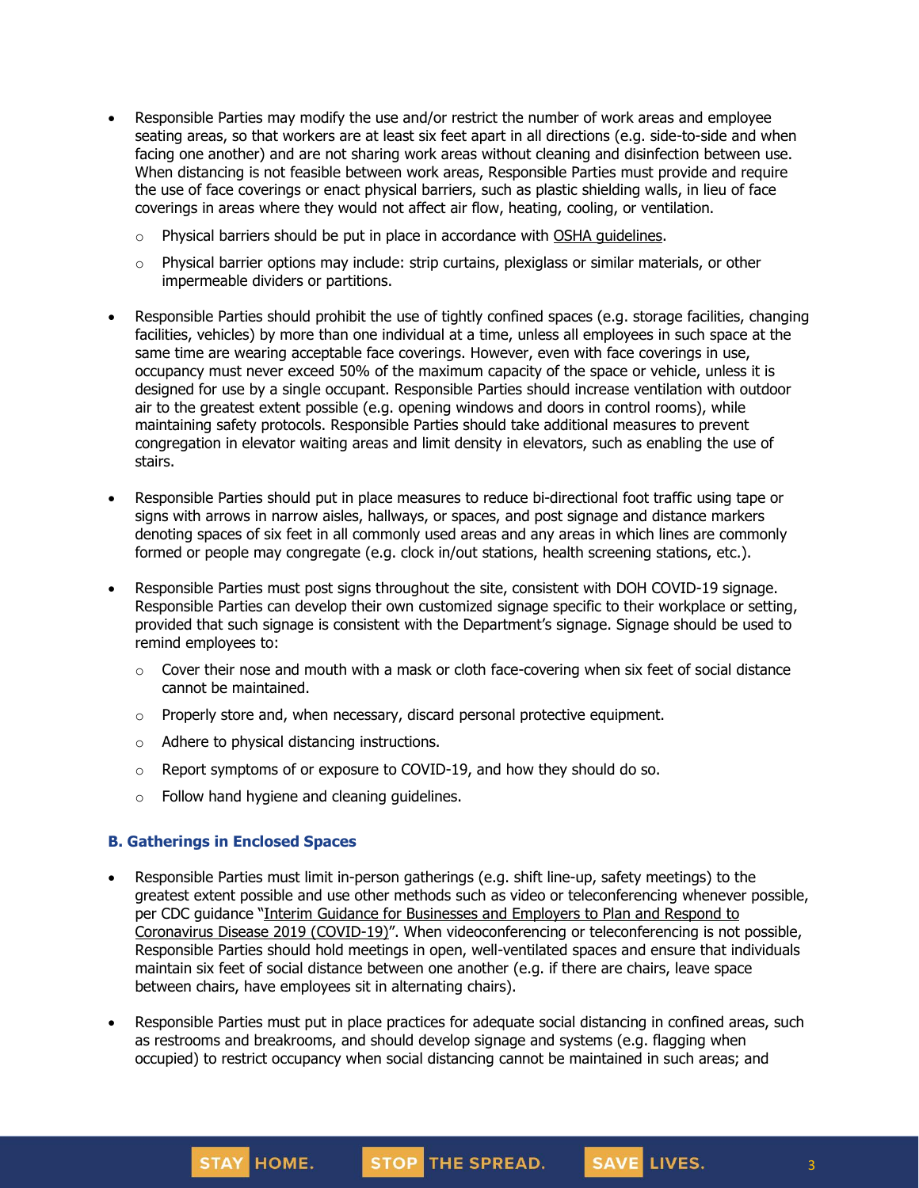- Responsible Parties may modify the use and/or restrict the number of work areas and employee seating areas, so that workers are at least six feet apart in all directions (e.g. side-to-side and when facing one another) and are not sharing work areas without cleaning and disinfection between use. When distancing is not feasible between work areas, Responsible Parties must provide and require the use of face coverings or enact physical barriers, such as plastic shielding walls, in lieu of face coverings in areas where they would not affect air flow, heating, cooling, or ventilation.
  - Physical barriers should be put in place in accordance with OSHA guidelines.
  - Physical barrier options may include: strip curtains, plexiglass or similar materials, or other impermeable dividers or partitions.
- Responsible Parties should prohibit the use of tightly confined spaces (e.g. storage facilities, changing facilities, vehicles) by more than one individual at a time, unless all employees in such space at the same time are wearing acceptable face coverings. However, even with face coverings in use, occupancy must never exceed 50% of the maximum capacity of the space or vehicle, unless it is designed for use by a single occupant. Responsible Parties should increase ventilation with outdoor air to the greatest extent possible (e.g. opening windows and doors in control rooms), while maintaining safety protocols. Responsible Parties should take additional measures to prevent congregation in elevator waiting areas and limit density in elevators, such as enabling the use of stairs.
- Responsible Parties should put in place measures to reduce bi-directional foot traffic using tape or signs with arrows in narrow aisles, hallways, or spaces, and post signage and distance markers denoting spaces of six feet in all commonly used areas and any areas in which lines are commonly formed or people may congregate (e.g. clock in/out stations, health screening stations, etc.).
- Responsible Parties must post signs throughout the site, consistent with DOH COVID-19 signage. Responsible Parties can develop their own customized signage specific to their workplace or setting, provided that such signage is consistent with the Department's signage. Signage should be used to remind employees to:
  - Cover their nose and mouth with a mask or cloth face-covering when six feet of social distance cannot be maintained.
  - Properly store and, when necessary, discard personal protective equipment.
  - Adhere to physical distancing instructions.
  - Report symptoms of or exposure to COVID-19, and how they should do so.
  - Follow hand hygiene and cleaning guidelines.

### B. Gatherings in Enclosed Spaces

- Responsible Parties must limit in-person gatherings (e.g. shift line-up, safety meetings) to the greatest extent possible and use other methods such as video or teleconferencing whenever possible, per CDC guidance "Interim Guidance for Businesses and Employers to Plan and Respond to Coronavirus Disease 2019 (COVID-19)". When videoconferencing or teleconferencing is not possible, Responsible Parties should hold meetings in open, well-ventilated spaces and ensure that individuals maintain six feet of social distance between one another (e.g. if there are chairs, leave space between chairs, have employees sit in alternating chairs).
- Responsible Parties must put in place practices for adequate social distancing in confined areas, such as restrooms and breakrooms, and should develop signage and systems (e.g. flagging when occupied) to restrict occupancy when social distancing cannot be maintained in such areas; and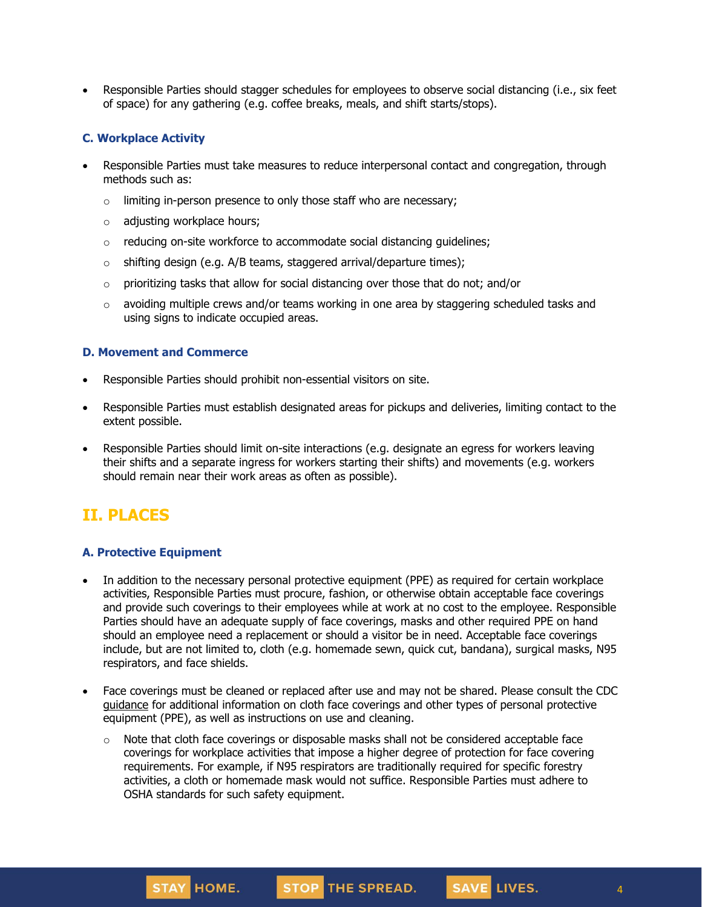- Responsible Parties should stagger schedules for employees to observe social distancing (i.e., six feet of space) for any gathering (e.g. coffee breaks, meals, and shift starts/stops).

### C. Workplace Activity

- Responsible Parties must take measures to reduce interpersonal contact and congregation, through methods such as:
  - limiting in-person presence to only those staff who are necessary;
  - adjusting workplace hours;
  - reducing on-site workforce to accommodate social distancing guidelines;
  - shifting design (e.g. A/B teams, staggered arrival/departure times);
  - prioritizing tasks that allow for social distancing over those that do not; and/or
  - avoiding multiple crews and/or teams working in one area by staggering scheduled tasks and using signs to indicate occupied areas.

### D. Movement and Commerce

- Responsible Parties should prohibit non-essential visitors on site.
- Responsible Parties must establish designated areas for pickups and deliveries, limiting contact to the extent possible.
- Responsible Parties should limit on-site interactions (e.g. designate an egress for workers leaving their shifts and a separate ingress for workers starting their shifts) and movements (e.g. workers should remain near their work areas as often as possible).

## II. PLACES

### A. Protective Equipment

- In addition to the necessary personal protective equipment (PPE) as required for certain workplace activities, Responsible Parties must procure, fashion, or otherwise obtain acceptable face coverings and provide such coverings to their employees while at work at no cost to the employee. Responsible Parties should have an adequate supply of face coverings, masks and other required PPE on hand should an employee need a replacement or should a visitor be in need. Acceptable face coverings include, but are not limited to, cloth (e.g. homemade sewn, quick cut, bandana), surgical masks, N95 respirators, and face shields.
- Face coverings must be cleaned or replaced after use and may not be shared. Please consult the CDC guidance for additional information on cloth face coverings and other types of personal protective equipment (PPE), as well as instructions on use and cleaning.
  - Note that cloth face coverings or disposable masks shall not be considered acceptable face coverings for workplace activities that impose a higher degree of protection for face covering requirements. For example, if N95 respirators are traditionally required for specific forestry activities, a cloth or homemade mask would not suffice. Responsible Parties must adhere to OSHA standards for such safety equipment.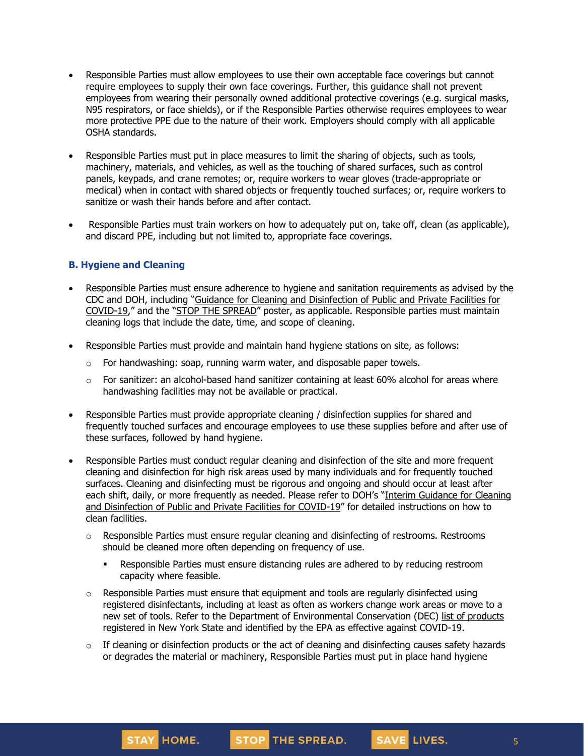- Responsible Parties must allow employees to use their own acceptable face coverings but cannot require employees to supply their own face coverings. Further, this guidance shall not prevent employees from wearing their personally owned additional protective coverings (e.g. surgical masks, N95 respirators, or face shields), or if the Responsible Parties otherwise requires employees to wear more protective PPE due to the nature of their work. Employers should comply with all applicable OSHA standards.

- Responsible Parties must put in place measures to limit the sharing of objects, such as tools, machinery, materials, and vehicles, as well as the touching of shared surfaces, such as control panels, keypads, and crane remotes; or, require workers to wear gloves (trade-appropriate or medical) when in contact with shared objects or frequently touched surfaces; or, require workers to sanitize or wash their hands before and after contact.

- Responsible Parties must train workers on how to adequately put on, take off, clean (as applicable), and discard PPE, including but not limited to, appropriate face coverings.

### B. Hygiene and Cleaning

- Responsible Parties must ensure adherence to hygiene and sanitation requirements as advised by the CDC and DOH, including "Guidance for Cleaning and Disinfection of Public and Private Facilities for COVID-19," and the "STOP THE SPREAD" poster, as applicable. Responsible parties must maintain cleaning logs that include the date, time, and scope of cleaning.

- Responsible Parties must provide and maintain hand hygiene stations on site, as follows:
  - For handwashing: soap, running warm water, and disposable paper towels.
  - For sanitizer: an alcohol-based hand sanitizer containing at least 60% alcohol for areas where handwashing facilities may not be available or practical.

- Responsible Parties must provide appropriate cleaning / disinfection supplies for shared and frequently touched surfaces and encourage employees to use these supplies before and after use of these surfaces, followed by hand hygiene.

- Responsible Parties must conduct regular cleaning and disinfection of the site and more frequent cleaning and disinfection for high risk areas used by many individuals and for frequently touched surfaces. Cleaning and disinfecting must be rigorous and ongoing and should occur at least after each shift, daily, or more frequently as needed. Please refer to DOH's "Interim Guidance for Cleaning and Disinfection of Public and Private Facilities for COVID-19" for detailed instructions on how to clean facilities.
  - Responsible Parties must ensure regular cleaning and disinfecting of restrooms. Restrooms should be cleaned more often depending on frequency of use.
    - Responsible Parties must ensure distancing rules are adhered to by reducing restroom capacity where feasible.
  - Responsible Parties must ensure that equipment and tools are regularly disinfected using registered disinfectants, including at least as often as workers change work areas or move to a new set of tools. Refer to the Department of Environmental Conservation (DEC) list of products registered in New York State and identified by the EPA as effective against COVID-19.
  - If cleaning or disinfection products or the act of cleaning and disinfecting causes safety hazards or degrades the material or machinery, Responsible Parties must put in place hand hygiene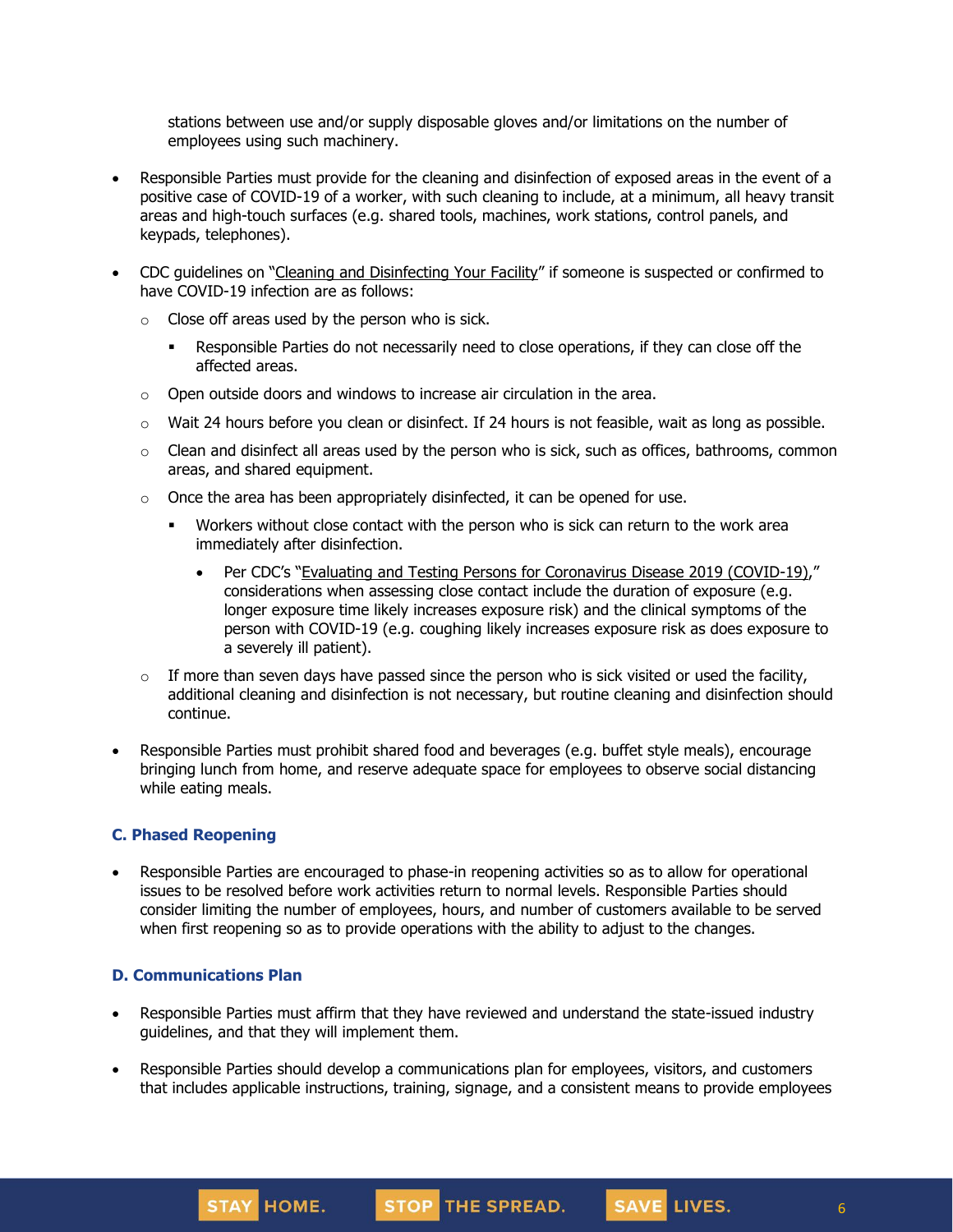stations between use and/or supply disposable gloves and/or limitations on the number of employees using such machinery.

- Responsible Parties must provide for the cleaning and disinfection of exposed areas in the event of a positive case of COVID-19 of a worker, with such cleaning to include, at a minimum, all heavy transit areas and high-touch surfaces (e.g. shared tools, machines, work stations, control panels, and keypads, telephones).
- CDC guidelines on "Cleaning and Disinfecting Your Facility" if someone is suspected or confirmed to have COVID-19 infection are as follows:
  - Close off areas used by the person who is sick.
    - Responsible Parties do not necessarily need to close operations, if they can close off the affected areas.
  - Open outside doors and windows to increase air circulation in the area.
  - Wait 24 hours before you clean or disinfect. If 24 hours is not feasible, wait as long as possible.
  - Clean and disinfect all areas used by the person who is sick, such as offices, bathrooms, common areas, and shared equipment.
  - Once the area has been appropriately disinfected, it can be opened for use.
    - Workers without close contact with the person who is sick can return to the work area immediately after disinfection.
      - Per CDC's "Evaluating and Testing Persons for Coronavirus Disease 2019 (COVID-19)," considerations when assessing close contact include the duration of exposure (e.g. longer exposure time likely increases exposure risk) and the clinical symptoms of the person with COVID-19 (e.g. coughing likely increases exposure risk as does exposure to a severely ill patient).
  - If more than seven days have passed since the person who is sick visited or used the facility, additional cleaning and disinfection is not necessary, but routine cleaning and disinfection should continue.
- Responsible Parties must prohibit shared food and beverages (e.g. buffet style meals), encourage bringing lunch from home, and reserve adequate space for employees to observe social distancing while eating meals.

### C. Phased Reopening

- Responsible Parties are encouraged to phase-in reopening activities so as to allow for operational issues to be resolved before work activities return to normal levels. Responsible Parties should consider limiting the number of employees, hours, and number of customers available to be served when first reopening so as to provide operations with the ability to adjust to the changes.

### D. Communications Plan

- Responsible Parties must affirm that they have reviewed and understand the state-issued industry guidelines, and that they will implement them.
- Responsible Parties should develop a communications plan for employees, visitors, and customers that includes applicable instructions, training, signage, and a consistent means to provide employees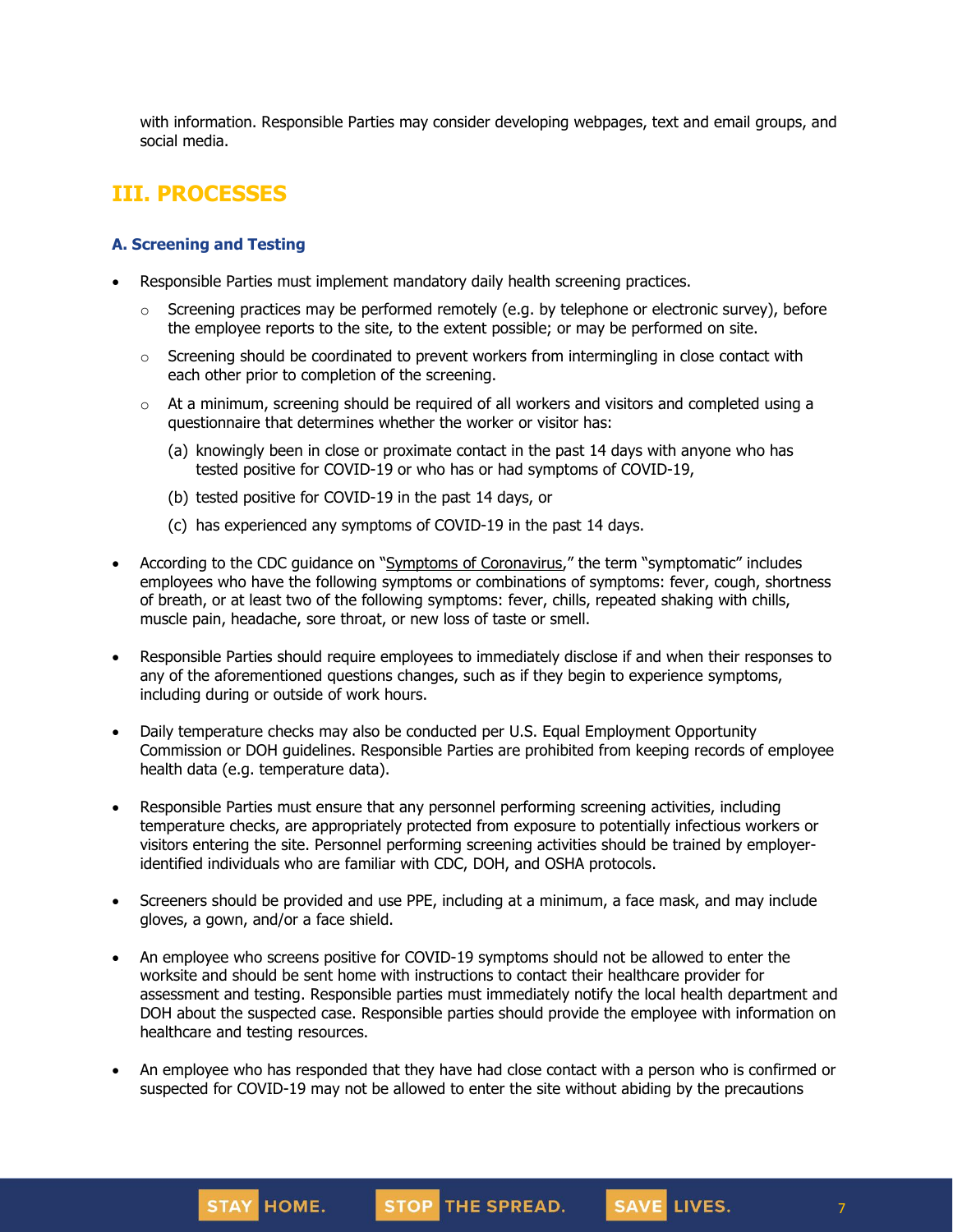with information. Responsible Parties may consider developing webpages, text and email groups, and social media.

## III. PROCESSES

### A. Screening and Testing

- Responsible Parties must implement mandatory daily health screening practices.
  - Screening practices may be performed remotely (e.g. by telephone or electronic survey), before the employee reports to the site, to the extent possible; or may be performed on site.
  - Screening should be coordinated to prevent workers from intermingling in close contact with each other prior to completion of the screening.
  - At a minimum, screening should be required of all workers and visitors and completed using a questionnaire that determines whether the worker or visitor has:
    - (a) knowingly been in close or proximate contact in the past 14 days with anyone who has tested positive for COVID-19 or who has or had symptoms of COVID-19,
    - (b) tested positive for COVID-19 in the past 14 days, or
    - (c) has experienced any symptoms of COVID-19 in the past 14 days.
- According to the CDC guidance on "Symptoms of Coronavirus," the term "symptomatic" includes employees who have the following symptoms or combinations of symptoms: fever, cough, shortness of breath, or at least two of the following symptoms: fever, chills, repeated shaking with chills, muscle pain, headache, sore throat, or new loss of taste or smell.
- Responsible Parties should require employees to immediately disclose if and when their responses to any of the aforementioned questions changes, such as if they begin to experience symptoms, including during or outside of work hours.
- Daily temperature checks may also be conducted per U.S. Equal Employment Opportunity Commission or DOH guidelines. Responsible Parties are prohibited from keeping records of employee health data (e.g. temperature data).
- Responsible Parties must ensure that any personnel performing screening activities, including temperature checks, are appropriately protected from exposure to potentially infectious workers or visitors entering the site. Personnel performing screening activities should be trained by employer-identified individuals who are familiar with CDC, DOH, and OSHA protocols.
- Screeners should be provided and use PPE, including at a minimum, a face mask, and may include gloves, a gown, and/or a face shield.
- An employee who screens positive for COVID-19 symptoms should not be allowed to enter the worksite and should be sent home with instructions to contact their healthcare provider for assessment and testing. Responsible parties must immediately notify the local health department and DOH about the suspected case. Responsible parties should provide the employee with information on healthcare and testing resources.
- An employee who has responded that they have had close contact with a person who is confirmed or suspected for COVID-19 may not be allowed to enter the site without abiding by the precautions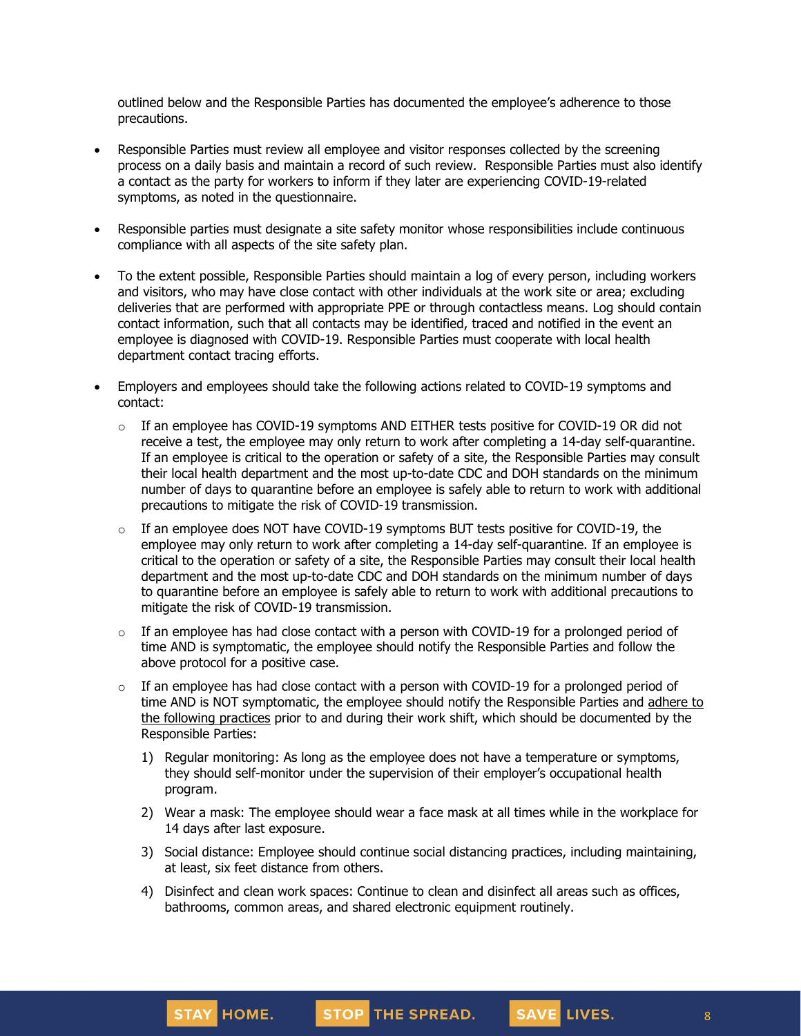outlined below and the Responsible Parties has documented the employee's adherence to those precautions.

- Responsible Parties must review all employee and visitor responses collected by the screening process on a daily basis and maintain a record of such review. Responsible Parties must also identify a contact as the party for workers to inform if they later are experiencing COVID-19-related symptoms, as noted in the questionnaire.

- Responsible parties must designate a site safety monitor whose responsibilities include continuous compliance with all aspects of the site safety plan.

- To the extent possible, Responsible Parties should maintain a log of every person, including workers and visitors, who may have close contact with other individuals at the work site or area; excluding deliveries that are performed with appropriate PPE or through contactless means. Log should contain contact information, such that all contacts may be identified, traced and notified in the event an employee is diagnosed with COVID-19. Responsible Parties must cooperate with local health department contact tracing efforts.

- Employers and employees should take the following actions related to COVID-19 symptoms and contact:
  - If an employee has COVID-19 symptoms AND EITHER tests positive for COVID-19 OR did not receive a test, the employee may only return to work after completing a 14-day self-quarantine. If an employee is critical to the operation or safety of a site, the Responsible Parties may consult their local health department and the most up-to-date CDC and DOH standards on the minimum number of days to quarantine before an employee is safely able to return to work with additional precautions to mitigate the risk of COVID-19 transmission.
  - If an employee does NOT have COVID-19 symptoms BUT tests positive for COVID-19, the employee may only return to work after completing a 14-day self-quarantine. If an employee is critical to the operation or safety of a site, the Responsible Parties may consult their local health department and the most up-to-date CDC and DOH standards on the minimum number of days to quarantine before an employee is safely able to return to work with additional precautions to mitigate the risk of COVID-19 transmission.
  - If an employee has had close contact with a person with COVID-19 for a prolonged period of time AND is symptomatic, the employee should notify the Responsible Parties and follow the above protocol for a positive case.
  - If an employee has had close contact with a person with COVID-19 for a prolonged period of time AND is NOT symptomatic, the employee should notify the Responsible Parties and adhere to the following practices prior to and during their work shift, which should be documented by the Responsible Parties:
    1) Regular monitoring: As long as the employee does not have a temperature or symptoms, they should self-monitor under the supervision of their employer's occupational health program.
    2) Wear a mask: The employee should wear a face mask at all times while in the workplace for 14 days after last exposure.
    3) Social distance: Employee should continue social distancing practices, including maintaining, at least, six feet distance from others.
    4) Disinfect and clean work spaces: Continue to clean and disinfect all areas such as offices, bathrooms, common areas, and shared electronic equipment routinely.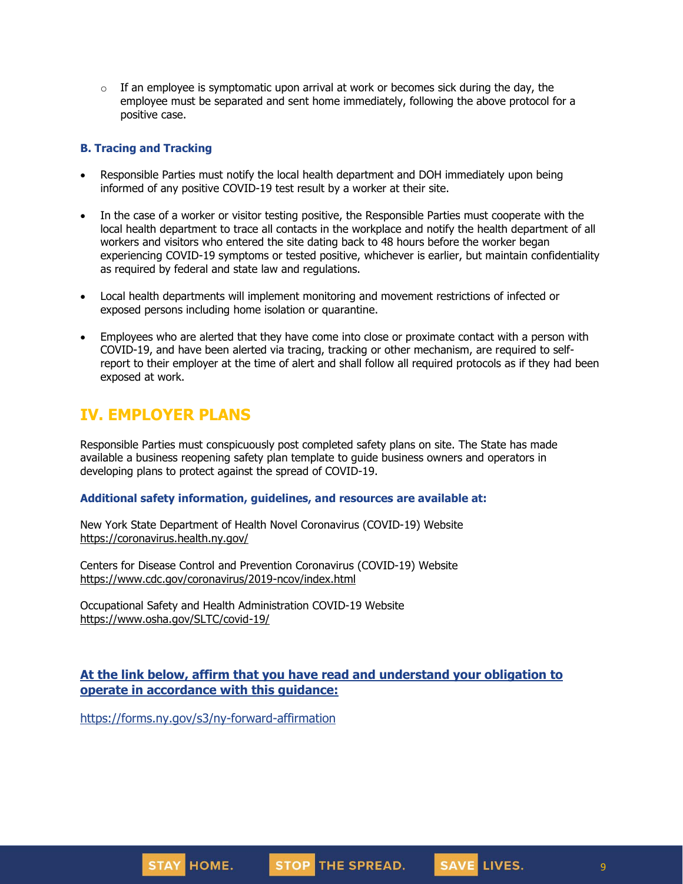- If an employee is symptomatic upon arrival at work or becomes sick during the day, the employee must be separated and sent home immediately, following the above protocol for a positive case.

### B. Tracing and Tracking

- Responsible Parties must notify the local health department and DOH immediately upon being informed of any positive COVID-19 test result by a worker at their site.
- In the case of a worker or visitor testing positive, the Responsible Parties must cooperate with the local health department to trace all contacts in the workplace and notify the health department of all workers and visitors who entered the site dating back to 48 hours before the worker began experiencing COVID-19 symptoms or tested positive, whichever is earlier, but maintain confidentiality as required by federal and state law and regulations.
- Local health departments will implement monitoring and movement restrictions of infected or exposed persons including home isolation or quarantine.
- Employees who are alerted that they have come into close or proximate contact with a person with COVID-19, and have been alerted via tracing, tracking or other mechanism, are required to self-report to their employer at the time of alert and shall follow all required protocols as if they had been exposed at work.

## IV. EMPLOYER PLANS

Responsible Parties must conspicuously post completed safety plans on site. The State has made available a business reopening safety plan template to guide business owners and operators in developing plans to protect against the spread of COVID-19.

**Additional safety information, guidelines, and resources are available at:**

New York State Department of Health Novel Coronavirus (COVID-19) Website
https://coronavirus.health.ny.gov/

Centers for Disease Control and Prevention Coronavirus (COVID-19) Website
https://www.cdc.gov/coronavirus/2019-ncov/index.html

Occupational Safety and Health Administration COVID-19 Website
https://www.osha.gov/SLTC/covid-19/

**At the link below, affirm that you have read and understand your obligation to operate in accordance with this guidance:**

https://forms.ny.gov/s3/ny-forward-affirmation